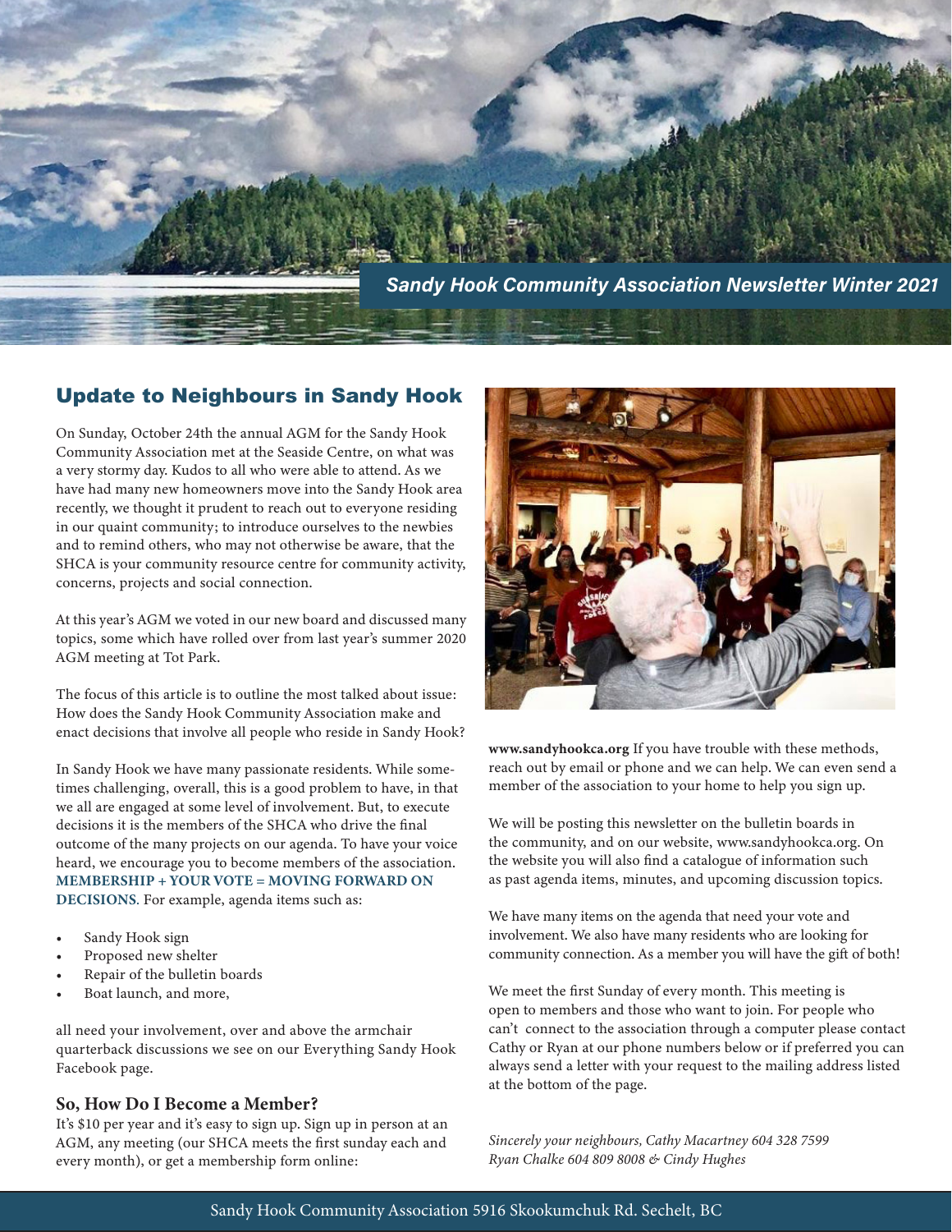*Sandy Hook Community Association Newsletter Winter 2021*

## Update to Neighbours in Sandy Hook

On Sunday, October 24th the annual AGM for the Sandy Hook Community Association met at the Seaside Centre, on what was a very stormy day. Kudos to all who were able to attend. As we have had many new homeowners move into the Sandy Hook area recently, we thought it prudent to reach out to everyone residing in our quaint community; to introduce ourselves to the newbies and to remind others, who may not otherwise be aware, that the SHCA is your community resource centre for community activity, concerns, projects and social connection.

At this year's AGM we voted in our new board and discussed many topics, some which have rolled over from last year's summer 2020 AGM meeting at Tot Park.

The focus of this article is to outline the most talked about issue: How does the Sandy Hook Community Association make and enact decisions that involve all people who reside in Sandy Hook?

In Sandy Hook we have many passionate residents. While sometimes challenging, overall, this is a good problem to have, in that we all are engaged at some level of involvement. But, to execute decisions it is the members of the SHCA who drive the final outcome of the many projects on our agenda. To have your voice heard, we encourage you to become members of the association. **MEMBERSHIP + YOUR VOTE = MOVING FORWARD ON DECISIONS**. For example, agenda items such as:

- Sandy Hook sign
- Proposed new shelter
- Repair of the bulletin boards
- Boat launch, and more,

all need your involvement, over and above the armchair quarterback discussions we see on our Everything Sandy Hook Facebook page.

### So, How Do I Become a Member?

It's $10 per year and it's easy to sign up. Sign up in person at an AGM, any meeting (our SHCA meets the first sunday each and every month), or get a membership form online: **www.sandyhookca.org** If you have trouble with these methods, reach out by email or phone and we can help. We can even send a member of the association to your home to help you sign up.

We will be posting this newsletter on the bulletin boards in the community, and on our website, www.sandyhookca.org. On the website you will also find a catalogue of information such as past agenda items, minutes, and upcoming discussion topics.

We have many items on the agenda that need your vote and involvement. We also have many residents who are looking for community connection. As a member you will have the gift of both!

We meet the first Sunday of every month. This meeting is open to members and those who want to join. For people who can't connect to the association through a computer please contact Cathy or Ryan at our phone numbers below or if preferred you can always send a letter with your request to the mailing address listed at the bottom of the page.

*Sincerely your neighbours, Cathy Macartney 604 328 7599*
*Ryan Chalke 604 809 8008 & Cindy Hughes*

Sandy Hook Community Association 5916 Skookumchuk Rd. Sechelt, BC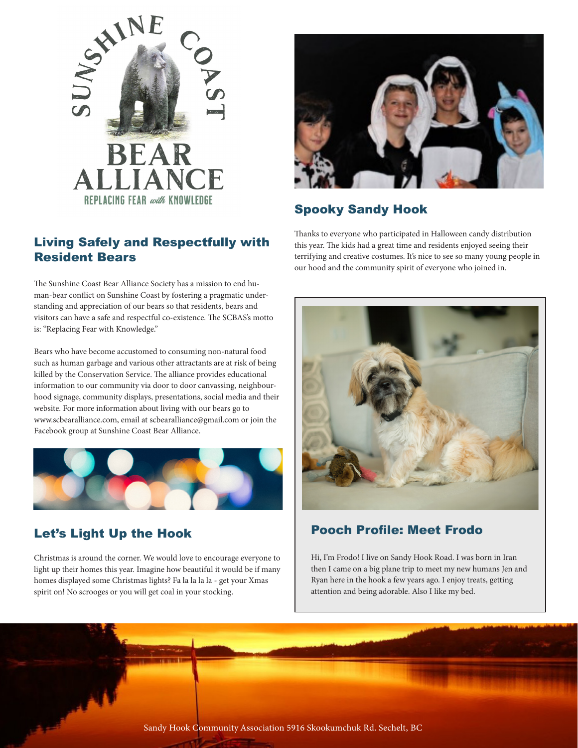## Living Safely and Respectfully with Resident Bears

The Sunshine Coast Bear Alliance Society has a mission to end human-bear conflict on Sunshine Coast by fostering a pragmatic understanding and appreciation of our bears so that residents, bears and visitors can have a safe and respectful co-existence. The SCBAS's motto is: "Replacing Fear with Knowledge."

Bears who have become accustomed to consuming non-natural food such as human garbage and various other attractants are at risk of being killed by the Conservation Service. The alliance provides educational information to our community via door to door canvassing, neighbourhood signage, community displays, presentations, social media and their website. For more information about living with our bears go to www.scbearalliance.com, email at scbearalliance@gmail.com or join the Facebook group at Sunshine Coast Bear Alliance.

## Let's Light Up the Hook

Christmas is around the corner. We would love to encourage everyone to light up their homes this year. Imagine how beautiful it would be if many homes displayed some Christmas lights? Fa la la la la - get your Xmas spirit on! No scrooges or you will get coal in your stocking.

## Spooky Sandy Hook

Thanks to everyone who participated in Halloween candy distribution this year. The kids had a great time and residents enjoyed seeing their terrifying and creative costumes. It's nice to see so many young people in our hood and the community spirit of everyone who joined in.

## Pooch Profile: Meet Frodo

Hi, I'm Frodo! I live on Sandy Hook Road. I was born in Iran then I came on a big plane trip to meet my new humans Jen and Ryan here in the hook a few years ago. I enjoy treats, getting attention and being adorable. Also I like my bed.

Sandy Hook Community Association 5916 Skookumchuk Rd. Sechelt, BC